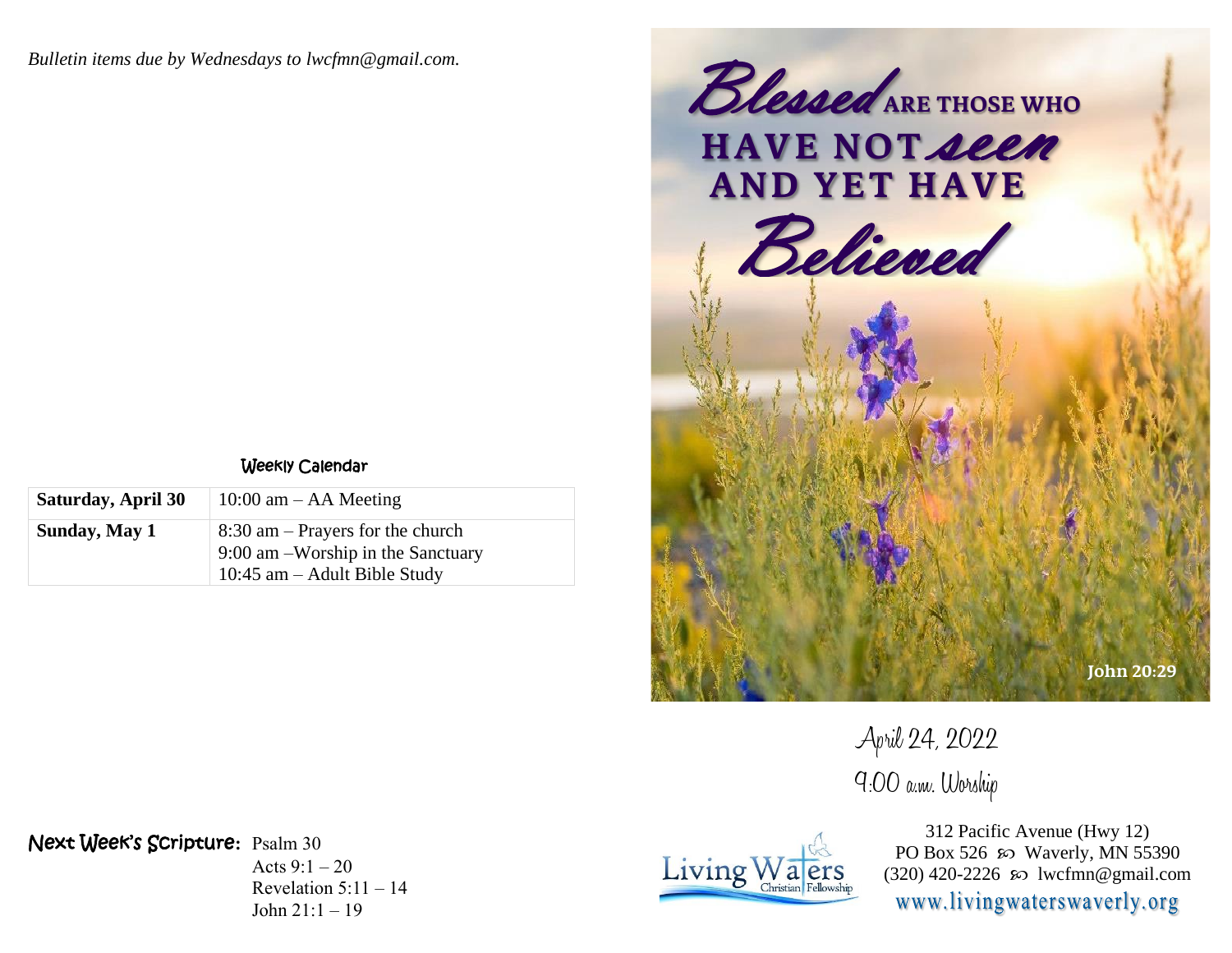*Bulletin items due by Wednesdays to lwcfmn@gmail.com.*

### Weekly Calendar

| | |
|---|---|
| **Saturday, April 30** | 10:00 am – AA Meeting |
| **Sunday, May 1** | 8:30 am – Prayers for the church<br>9:00 am –Worship in the Sanctuary<br>10:45 am – Adult Bible Study |

**Next Week's Scripture:** Psalm 30
Acts 9:1 – 20
Revelation 5:11 – 14
John 21:1 – 19

# Blessed ARE THOSE WHO HAVE NOT seen AND YET HAVE Believed

John 20:29

April 24, 2022

9:00 a.m. Worship

Living Waters Christian Fellowship

312 Pacific Avenue (Hwy 12)
PO Box 526 ꩜ Waverly, MN 55390
(320) 420-2226 ꩜ lwcfmn@gmail.com
www.livingwaterswaverly.org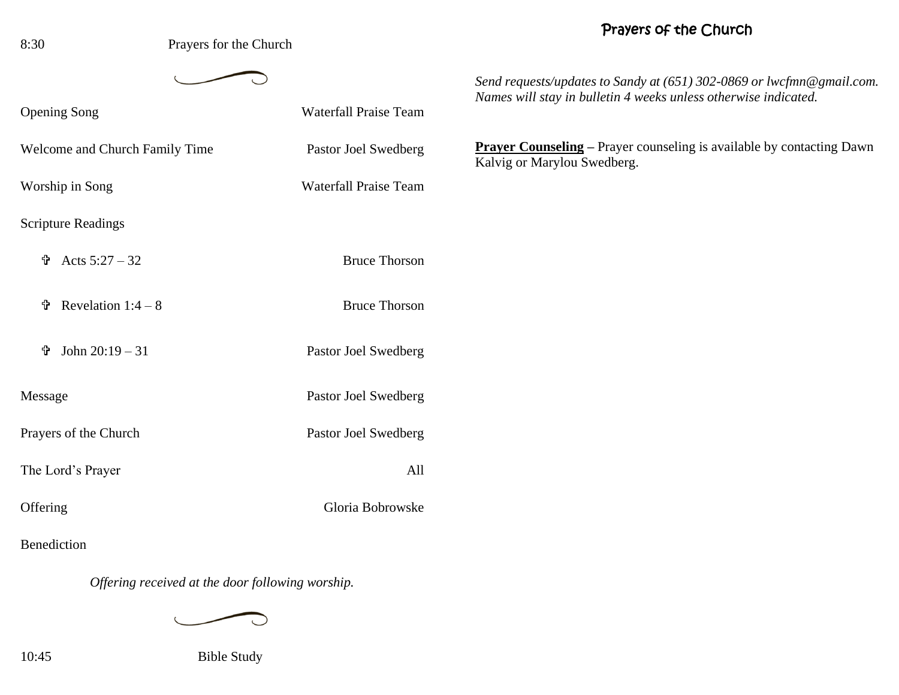8:30 Prayers for the Church

| | |
|---|---|
| Opening Song | Waterfall Praise Team |
| Welcome and Church Family Time | Pastor Joel Swedberg |
| Worship in Song | Waterfall Praise Team |
| Scripture Readings | |
| ✞ Acts 5:27 – 32 | Bruce Thorson |
| ✞ Revelation 1:4 – 8 | Bruce Thorson |
| ✞ John 20:19 – 31 | Pastor Joel Swedberg |
| Message | Pastor Joel Swedberg |
| Prayers of the Church | Pastor Joel Swedberg |
| The Lord's Prayer | All |
| Offering | Gloria Bobrowske |
| Benediction | |

*Offering received at the door following worship.*

10:45 Bible Study

## Prayers of the Church

*Send requests/updates to Sandy at (651) 302-0869 or lwcfmn@gmail.com. Names will stay in bulletin 4 weeks unless otherwise indicated.*

**Prayer Counseling** – Prayer counseling is available by contacting Dawn Kalvig or Marylou Swedberg.